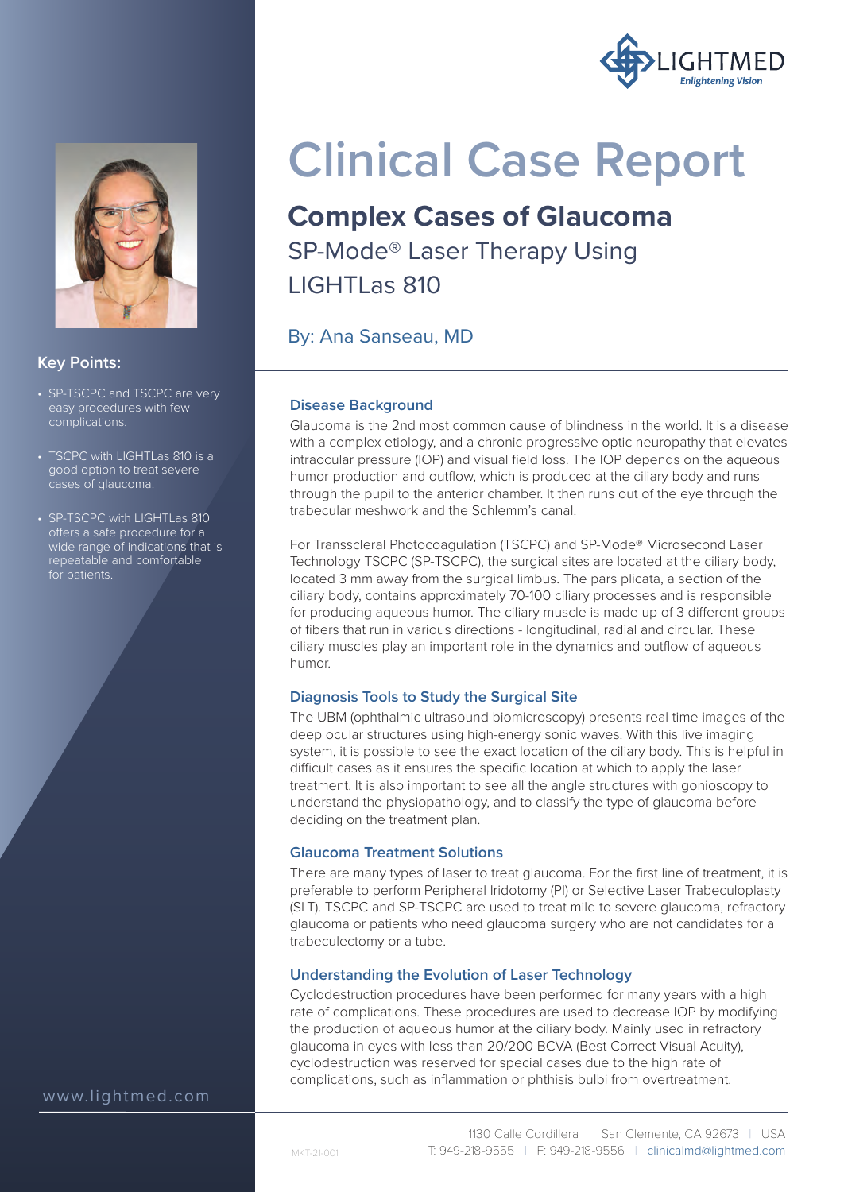# Clinical Case Report

## Complex Cases of Glaucoma

SP-Mode® Laser Therapy Using LIGHTLas 810

By: Ana Sanseau, MD

### Key Points:

- SP-TSCPC and TSCPC are very easy procedures with few complications.
- TSCPC with LIGHTLas 810 is a good option to treat severe cases of glaucoma.
- SP-TSCPC with LIGHTLas 810 offers a safe procedure for a wide range of indications that is repeatable and comfortable for patients.

### Disease Background

Glaucoma is the 2nd most common cause of blindness in the world. It is a disease with a complex etiology, and a chronic progressive optic neuropathy that elevates intraocular pressure (IOP) and visual field loss. The IOP depends on the aqueous humor production and outflow, which is produced at the ciliary body and runs through the pupil to the anterior chamber. It then runs out of the eye through the trabecular meshwork and the Schlemm's canal.

For Transscleral Photocoagulation (TSCPC) and SP-Mode® Microsecond Laser Technology TSCPC (SP-TSCPC), the surgical sites are located at the ciliary body, located 3 mm away from the surgical limbus. The pars plicata, a section of the ciliary body, contains approximately 70-100 ciliary processes and is responsible for producing aqueous humor. The ciliary muscle is made up of 3 different groups of fibers that run in various directions - longitudinal, radial and circular. These ciliary muscles play an important role in the dynamics and outflow of aqueous humor.

### Diagnosis Tools to Study the Surgical Site

The UBM (ophthalmic ultrasound biomicroscopy) presents real time images of the deep ocular structures using high-energy sonic waves. With this live imaging system, it is possible to see the exact location of the ciliary body. This is helpful in difficult cases as it ensures the specific location at which to apply the laser treatment. It is also important to see all the angle structures with gonioscopy to understand the physiopathology, and to classify the type of glaucoma before deciding on the treatment plan.

### Glaucoma Treatment Solutions

There are many types of laser to treat glaucoma. For the first line of treatment, it is preferable to perform Peripheral Iridotomy (PI) or Selective Laser Trabeculoplasty (SLT). TSCPC and SP-TSCPC are used to treat mild to severe glaucoma, refractory glaucoma or patients who need glaucoma surgery who are not candidates for a trabeculectomy or a tube.

### Understanding the Evolution of Laser Technology

Cyclodestruction procedures have been performed for many years with a high rate of complications. These procedures are used to decrease IOP by modifying the production of aqueous humor at the ciliary body. Mainly used in refractory glaucoma in eyes with less than 20/200 BCVA (Best Correct Visual Acuity), cyclodestruction was reserved for special cases due to the high rate of complications, such as inflammation or phthisis bulbi from overtreatment.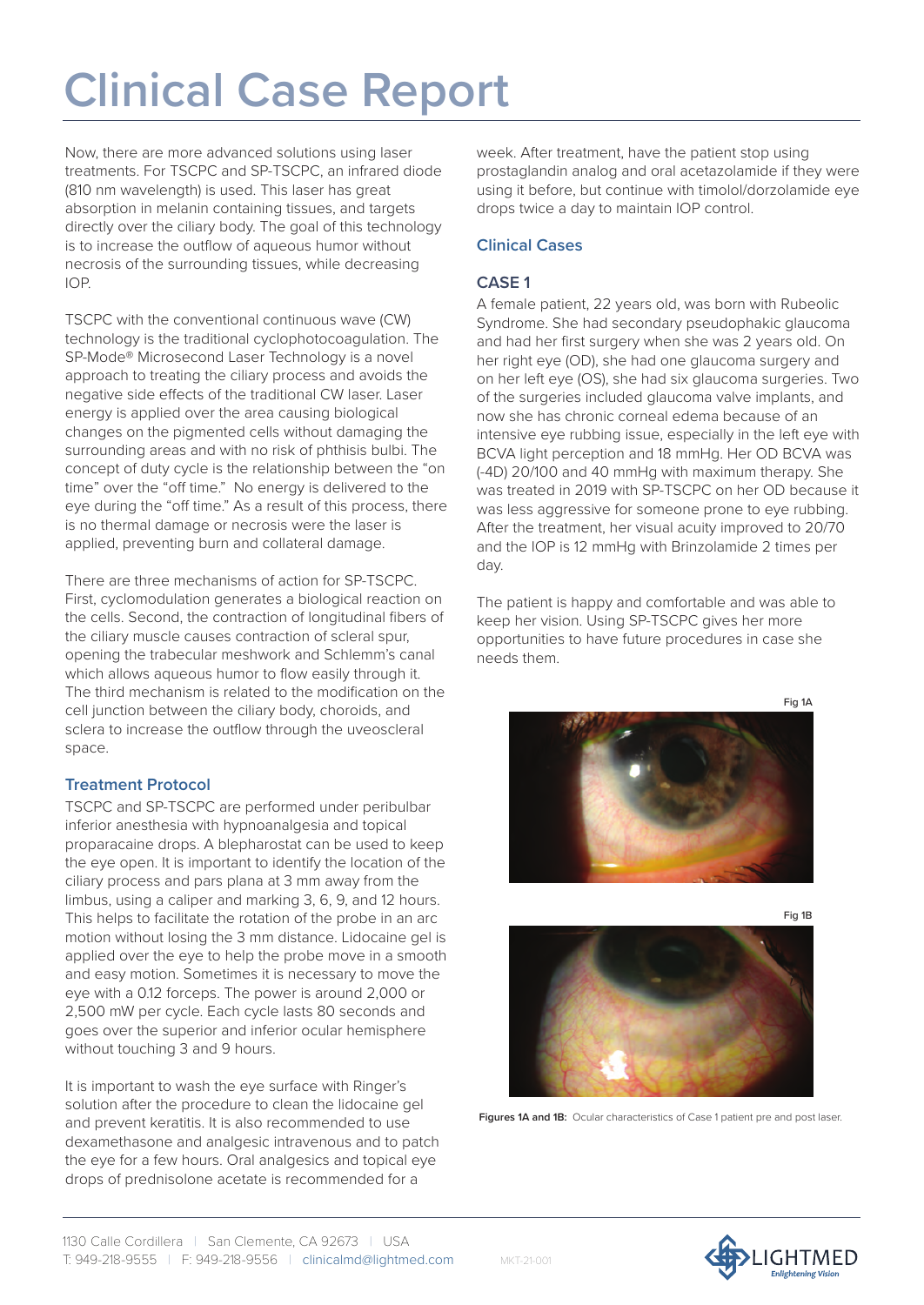# Clinical Case Report

Now, there are more advanced solutions using laser treatments. For TSCPC and SP-TSCPC, an infrared diode (810 nm wavelength) is used. This laser has great absorption in melanin containing tissues, and targets directly over the ciliary body. The goal of this technology is to increase the outflow of aqueous humor without necrosis of the surrounding tissues, while decreasing IOP.

TSCPC with the conventional continuous wave (CW) technology is the traditional cyclophotocoagulation. The SP-Mode® Microsecond Laser Technology is a novel approach to treating the ciliary process and avoids the negative side effects of the traditional CW laser. Laser energy is applied over the area causing biological changes on the pigmented cells without damaging the surrounding areas and with no risk of phthisis bulbi. The concept of duty cycle is the relationship between the "on time" over the "off time." No energy is delivered to the eye during the "off time." As a result of this process, there is no thermal damage or necrosis were the laser is applied, preventing burn and collateral damage.

There are three mechanisms of action for SP-TSCPC. First, cyclomodulation generates a biological reaction on the cells. Second, the contraction of longitudinal fibers of the ciliary muscle causes contraction of scleral spur, opening the trabecular meshwork and Schlemm's canal which allows aqueous humor to flow easily through it. The third mechanism is related to the modification on the cell junction between the ciliary body, choroids, and sclera to increase the outflow through the uveoscleral space.

### Treatment Protocol

TSCPC and SP-TSCPC are performed under peribulbar inferior anesthesia with hypnoanalgesia and topical proparacaine drops. A blepharostat can be used to keep the eye open. It is important to identify the location of the ciliary process and pars plana at 3 mm away from the limbus, using a caliper and marking 3, 6, 9, and 12 hours. This helps to facilitate the rotation of the probe in an arc motion without losing the 3 mm distance. Lidocaine gel is applied over the eye to help the probe move in a smooth and easy motion. Sometimes it is necessary to move the eye with a 0.12 forceps. The power is around 2,000 or 2,500 mW per cycle. Each cycle lasts 80 seconds and goes over the superior and inferior ocular hemisphere without touching 3 and 9 hours.

It is important to wash the eye surface with Ringer's solution after the procedure to clean the lidocaine gel and prevent keratitis. It is also recommended to use dexamethasone and analgesic intravenous and to patch the eye for a few hours. Oral analgesics and topical eye drops of prednisolone acetate is recommended for a week. After treatment, have the patient stop using prostaglandin analog and oral acetazolamide if they were using it before, but continue with timolol/dorzolamide eye drops twice a day to maintain IOP control.

### Clinical Cases

#### CASE 1

A female patient, 22 years old, was born with Rubeolic Syndrome. She had secondary pseudophakic glaucoma and had her first surgery when she was 2 years old. On her right eye (OD), she had one glaucoma surgery and on her left eye (OS), she had six glaucoma surgeries. Two of the surgeries included glaucoma valve implants, and now she has chronic corneal edema because of an intensive eye rubbing issue, especially in the left eye with BCVA light perception and 18 mmHg. Her OD BCVA was (-4D) 20/100 and 40 mmHg with maximum therapy. She was treated in 2019 with SP-TSCPC on her OD because it was less aggressive for someone prone to eye rubbing. After the treatment, her visual acuity improved to 20/70 and the IOP is 12 mmHg with Brinzolamide 2 times per day.

The patient is happy and comfortable and was able to keep her vision. Using SP-TSCPC gives her more opportunities to have future procedures in case she needs them.

Fig 1A

Fig 1B

**Figures 1A and 1B:** Ocular characteristics of Case 1 patient pre and post laser.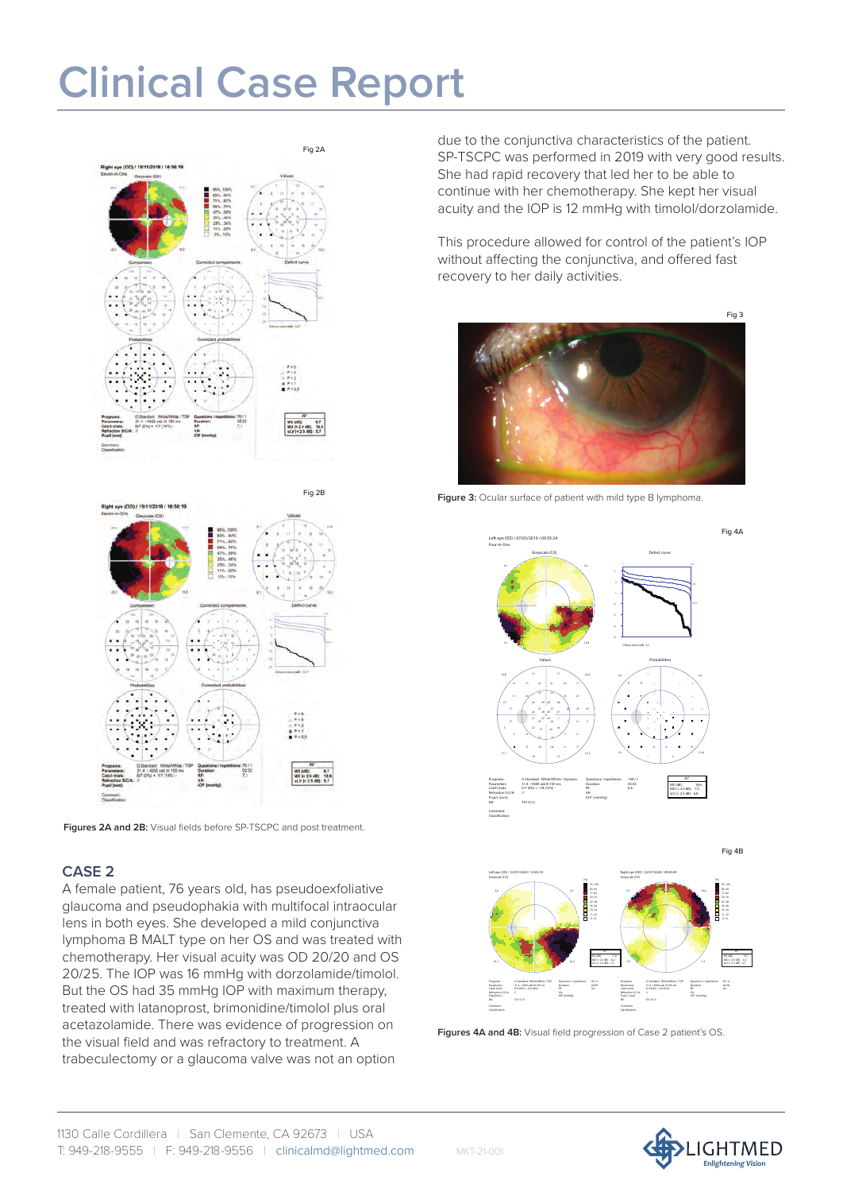# Clinical Case Report

due to the conjunctiva characteristics of the patient. SP-TSCPC was performed in 2019 with very good results. She had rapid recovery that led her to be able to continue with her chemotherapy. She kept her visual acuity and the IOP is 12 mmHg with timolol/dorzolamide.

This procedure allowed for control of the patient's IOP without affecting the conjunctiva, and offered fast recovery to her daily activities.

Fig 2A

Fig 2B

**Figures 2A and 2B:** Visual fields before SP-TSCPC and post treatment.

Fig 3

**Figure 3:** Ocular surface of patient with mild type B lymphoma.

## CASE 2

A female patient, 76 years old, has pseudoexfoliative glaucoma and pseudophakia with multifocal intraocular lens in both eyes. She developed a mild conjunctiva lymphoma B MALT type on her OS and was treated with chemotherapy. Her visual acuity was OD 20/20 and OS 20/25. The IOP was 16 mmHg with dorzolamide/timolol. But the OS had 35 mmHg IOP with maximum therapy, treated with latanoprost, brimonidine/timolol plus oral acetazolamide. There was evidence of progression on the visual field and was refractory to treatment. A trabeculectomy or a glaucoma valve was not an option

Fig 4A

Fig 4B

**Figures 4A and 4B:** Visual field progression of Case 2 patient's OS.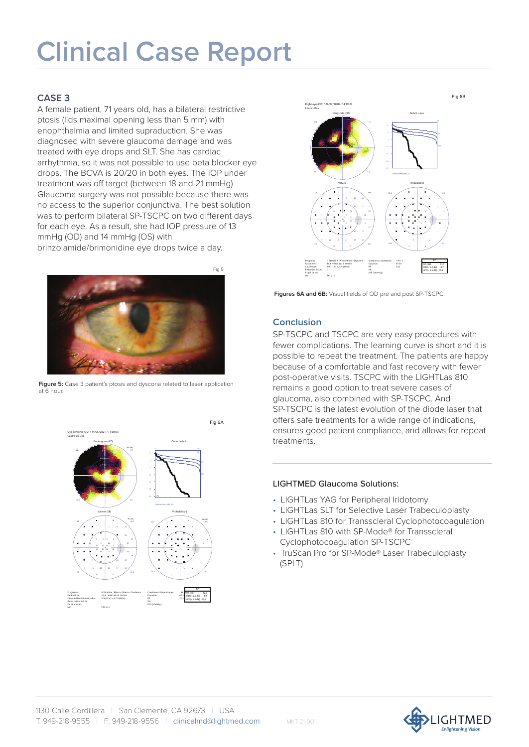# Clinical Case Report

## CASE 3

A female patient, 71 years old, has a bilateral restrictive ptosis (lids maximal opening less than 5 mm) with enophthalmia and limited supraduction. She was diagnosed with severe glaucoma damage and was treated with eye drops and SLT. She has cardiac arrhythmia, so it was not possible to use beta blocker eye drops. The BCVA is 20/20 in both eyes. The IOP under treatment was off target (between 18 and 21 mmHg). Glaucoma surgery was not possible because there was no access to the superior conjunctiva. The best solution was to perform bilateral SP-TSCPC on two different days for each eye. As a result, she had IOP pressure of 13 mmHg (OD) and 14 mmHg (OS) with brinzolamide/brimonidine eye drops twice a day.

Fig 5

**Figure 5:** Case 3 patient's ptosis and dyscoria related to laser application at 6 hour.

Fig 6A

Fig 6B

**Figures 6A and 6B:** Visual fields of OD pre and post SP-TSCPC.

## Conclusion

SP-TSCPC and TSCPC are very easy procedures with fewer complications. The learning curve is short and it is possible to repeat the treatment. The patients are happy because of a comfortable and fast recovery with fewer post-operative visits. TSCPC with the LIGHTLas 810 remains a good option to treat severe cases of glaucoma, also combined with SP-TSCPC. And SP-TSCPC is the latest evolution of the diode laser that offers safe treatments for a wide range of indications, ensures good patient compliance, and allows for repeat treatments.

### LIGHTMED Glaucoma Solutions:

- LIGHTLas YAG for Peripheral Iridotomy
- LIGHTLas SLT for Selective Laser Trabeculoplasty
- LIGHTLas 810 for Transscleral Cyclophotocoagulation
- LIGHTLas 810 with SP-Mode® for Transscleral Cyclophotocoagulation SP-TSCPC
- TruScan Pro for SP-Mode® Laser Trabeculoplasty (SPLT)

1130 Calle Cordillera | San Clemente, CA 92673 | USA
T: 949-218-9555 | F: 949-218-9556 | clinicalmd@lightmed.com MKT-21-001